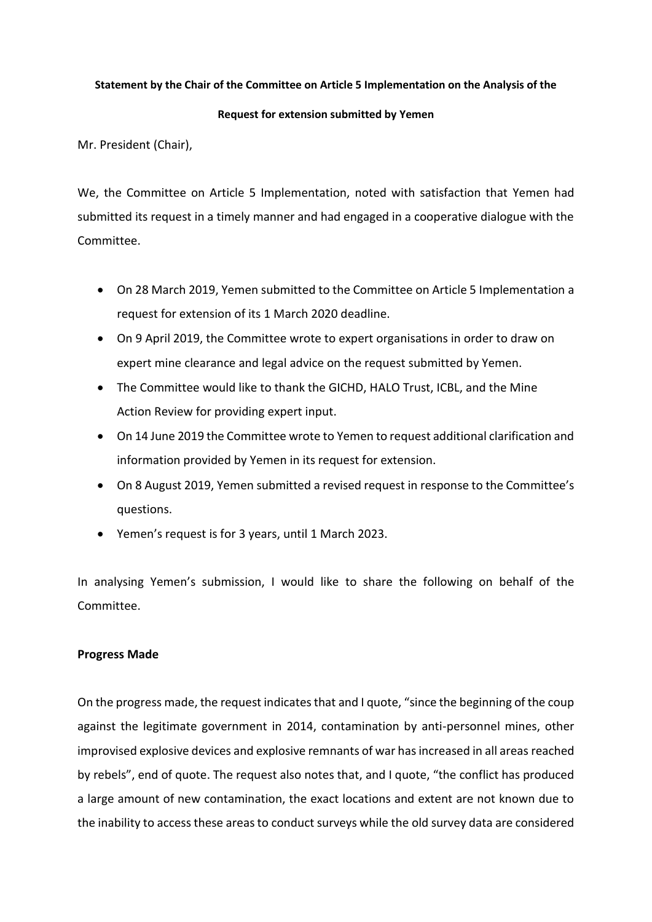**Statement by the Chair of the Committee on Article 5 Implementation on the Analysis of the Request for extension submitted by Yemen**

Mr. President (Chair),

We, the Committee on Article 5 Implementation, noted with satisfaction that Yemen had submitted its request in a timely manner and had engaged in a cooperative dialogue with the Committee.

- On 28 March 2019, Yemen submitted to the Committee on Article 5 Implementation a request for extension of its 1 March 2020 deadline.
- On 9 April 2019, the Committee wrote to expert organisations in order to draw on expert mine clearance and legal advice on the request submitted by Yemen.
- The Committee would like to thank the GICHD, HALO Trust, ICBL, and the Mine Action Review for providing expert input.
- On 14 June 2019 the Committee wrote to Yemen to request additional clarification and information provided by Yemen in its request for extension.
- On 8 August 2019, Yemen submitted a revised request in response to the Committee's questions.
- Yemen's request is for 3 years, until 1 March 2023.

In analysing Yemen's submission, I would like to share the following on behalf of the Committee.

**Progress Made**

On the progress made, the request indicates that and I quote, "since the beginning of the coup against the legitimate government in 2014, contamination by anti-personnel mines, other improvised explosive devices and explosive remnants of war has increased in all areas reached by rebels", end of quote. The request also notes that, and I quote, "the conflict has produced a large amount of new contamination, the exact locations and extent are not known due to the inability to access these areas to conduct surveys while the old survey data are considered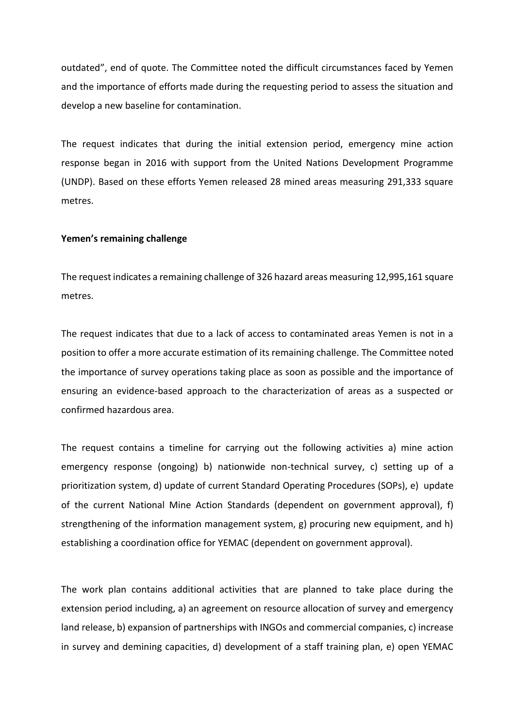outdated", end of quote. The Committee noted the difficult circumstances faced by Yemen and the importance of efforts made during the requesting period to assess the situation and develop a new baseline for contamination.

The request indicates that during the initial extension period, emergency mine action response began in 2016 with support from the United Nations Development Programme (UNDP). Based on these efforts Yemen released 28 mined areas measuring 291,333 square metres.

**Yemen's remaining challenge**

The request indicates a remaining challenge of 326 hazard areas measuring 12,995,161 square metres.

The request indicates that due to a lack of access to contaminated areas Yemen is not in a position to offer a more accurate estimation of its remaining challenge. The Committee noted the importance of survey operations taking place as soon as possible and the importance of ensuring an evidence-based approach to the characterization of areas as a suspected or confirmed hazardous area.

The request contains a timeline for carrying out the following activities a) mine action emergency response (ongoing) b) nationwide non-technical survey, c) setting up of a prioritization system, d) update of current Standard Operating Procedures (SOPs), e) update of the current National Mine Action Standards (dependent on government approval), f) strengthening of the information management system, g) procuring new equipment, and h) establishing a coordination office for YEMAC (dependent on government approval).

The work plan contains additional activities that are planned to take place during the extension period including, a) an agreement on resource allocation of survey and emergency land release, b) expansion of partnerships with INGOs and commercial companies, c) increase in survey and demining capacities, d) development of a staff training plan, e) open YEMAC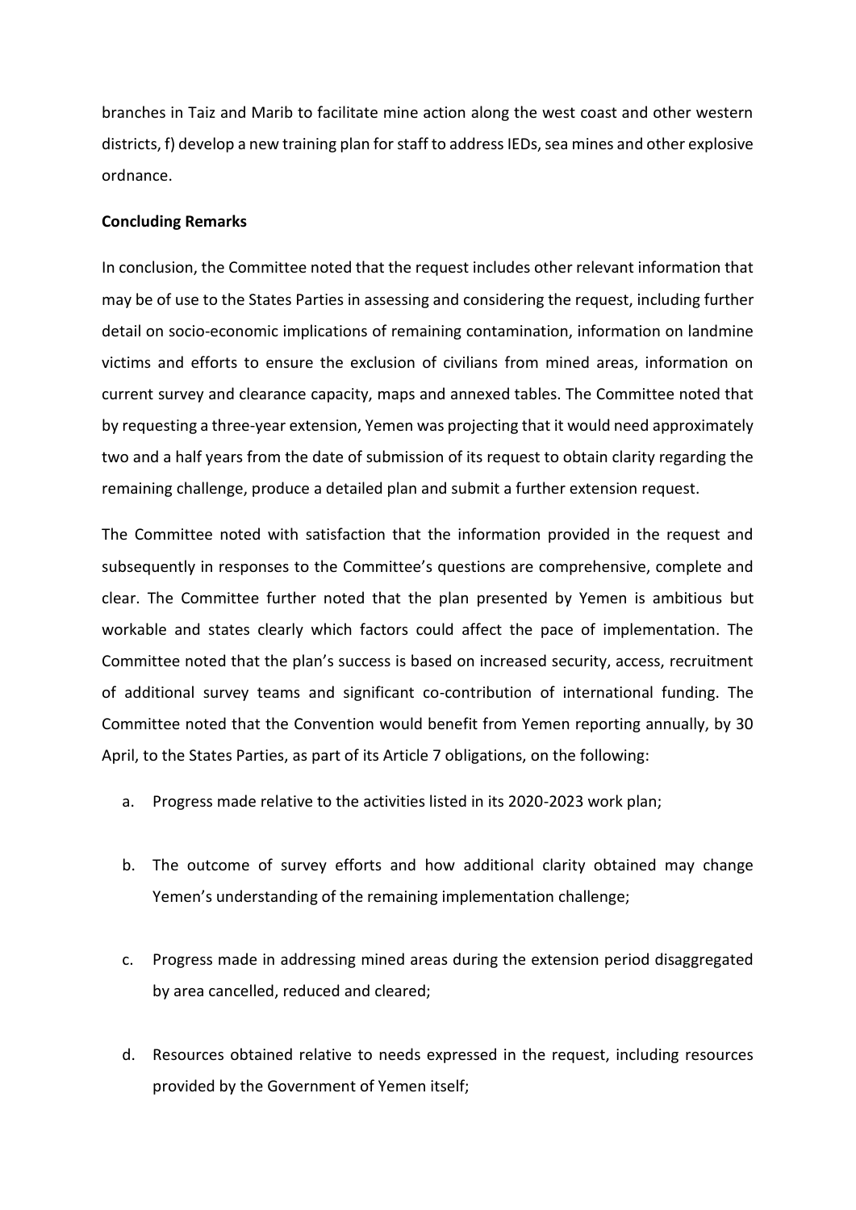branches in Taiz and Marib to facilitate mine action along the west coast and other western districts, f) develop a new training plan for staff to address IEDs, sea mines and other explosive ordnance.

**Concluding Remarks**

In conclusion, the Committee noted that the request includes other relevant information that may be of use to the States Parties in assessing and considering the request, including further detail on socio-economic implications of remaining contamination, information on landmine victims and efforts to ensure the exclusion of civilians from mined areas, information on current survey and clearance capacity, maps and annexed tables. The Committee noted that by requesting a three-year extension, Yemen was projecting that it would need approximately two and a half years from the date of submission of its request to obtain clarity regarding the remaining challenge, produce a detailed plan and submit a further extension request.

The Committee noted with satisfaction that the information provided in the request and subsequently in responses to the Committee's questions are comprehensive, complete and clear. The Committee further noted that the plan presented by Yemen is ambitious but workable and states clearly which factors could affect the pace of implementation. The Committee noted that the plan's success is based on increased security, access, recruitment of additional survey teams and significant co-contribution of international funding. The Committee noted that the Convention would benefit from Yemen reporting annually, by 30 April, to the States Parties, as part of its Article 7 obligations, on the following:

a. Progress made relative to the activities listed in its 2020-2023 work plan;

b. The outcome of survey efforts and how additional clarity obtained may change Yemen's understanding of the remaining implementation challenge;

c. Progress made in addressing mined areas during the extension period disaggregated by area cancelled, reduced and cleared;

d. Resources obtained relative to needs expressed in the request, including resources provided by the Government of Yemen itself;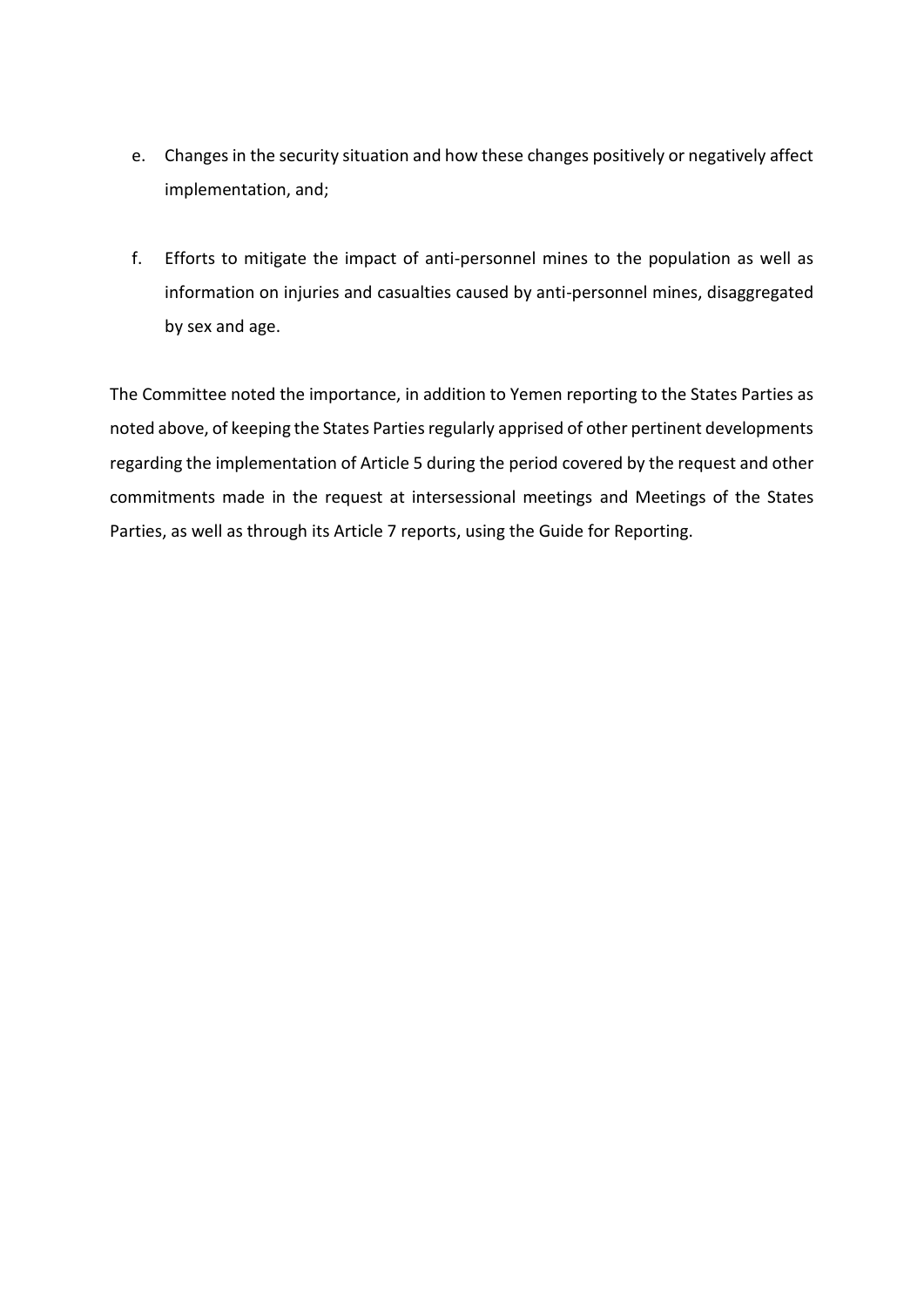e. Changes in the security situation and how these changes positively or negatively affect implementation, and;

f. Efforts to mitigate the impact of anti-personnel mines to the population as well as information on injuries and casualties caused by anti-personnel mines, disaggregated by sex and age.

The Committee noted the importance, in addition to Yemen reporting to the States Parties as noted above, of keeping the States Parties regularly apprised of other pertinent developments regarding the implementation of Article 5 during the period covered by the request and other commitments made in the request at intersessional meetings and Meetings of the States Parties, as well as through its Article 7 reports, using the Guide for Reporting.